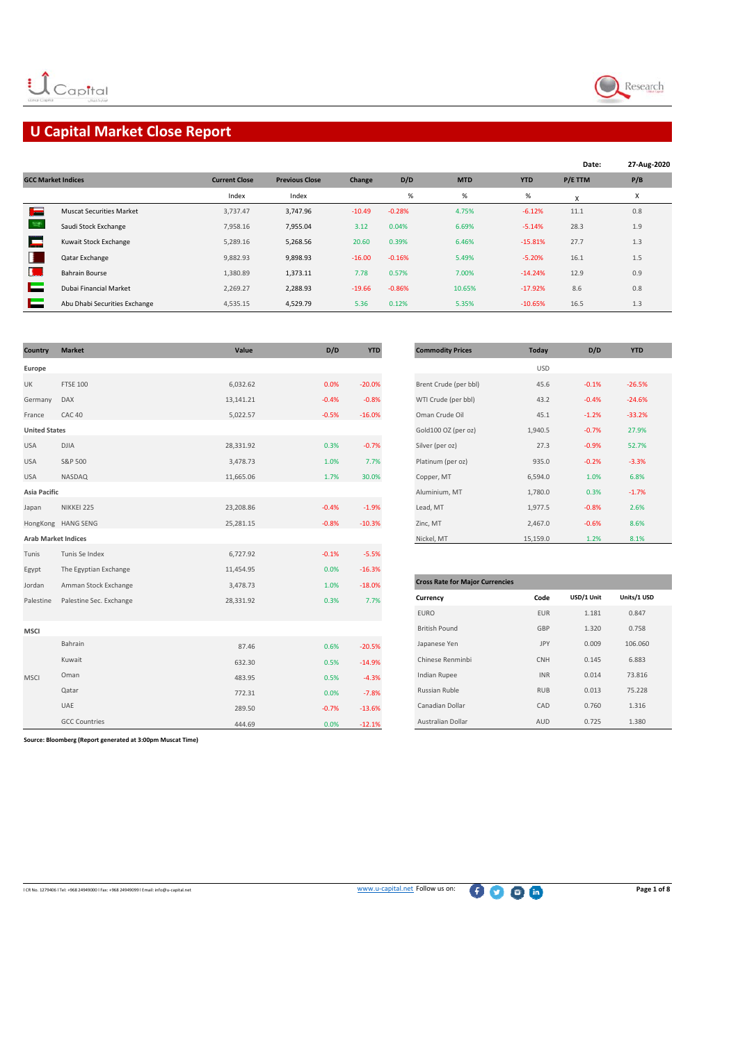# U Capital Market Close Report

**Date:** 27-Aug-2020

| GCC Market Indices | Current Close | Previous Close | Change | D/D | MTD | YTD | P/E TTM | P/B |
|---|---|---|---|---|---|---|---|---|
| | Index | Index | | % | % | % | x | x |
| Muscat Securities Market | 3,737.47 | 3,747.96 | -10.49 | -0.28% | 4.75% | -6.12% | 11.1 | 0.8 |
| Saudi Stock Exchange | 7,958.16 | 7,955.04 | 3.12 | 0.04% | 6.69% | -5.14% | 28.3 | 1.9 |
| Kuwait Stock Exchange | 5,289.16 | 5,268.56 | 20.60 | 0.39% | 6.46% | -15.81% | 27.7 | 1.3 |
| Qatar Exchange | 9,882.93 | 9,898.93 | -16.00 | -0.16% | 5.49% | -5.20% | 16.1 | 1.5 |
| Bahrain Bourse | 1,380.89 | 1,373.11 | 7.78 | 0.57% | 7.00% | -14.24% | 12.9 | 0.9 |
| Dubai Financial Market | 2,269.27 | 2,288.93 | -19.66 | -0.86% | 10.65% | -17.92% | 8.6 | 0.8 |
| Abu Dhabi Securities Exchange | 4,535.15 | 4,529.79 | 5.36 | 0.12% | 5.35% | -10.65% | 16.5 | 1.3 |

| Country | Market | Value | D/D | YTD |
|---|---|---|---|---|
| **Europe** | | | | |
| UK | FTSE 100 | 6,032.62 | 0.0% | -20.0% |
| Germany | DAX | 13,141.21 | -0.4% | -0.8% |
| France | CAC 40 | 5,022.57 | -0.5% | -16.0% |
| **United States** | | | | |
| USA | DJIA | 28,331.92 | 0.3% | -0.7% |
| USA | S&P 500 | 3,478.73 | 1.0% | 7.7% |
| USA | NASDAQ | 11,665.06 | 1.7% | 30.0% |
| **Asia Pacific** | | | | |
| Japan | NIKKEI 225 | 23,208.86 | -0.4% | -1.9% |
| HongKong | HANG SENG | 25,281.15 | -0.8% | -10.3% |
| **Arab Market Indices** | | | | |
| Tunis | Tunis Se Index | 6,727.92 | -0.1% | -5.5% |
| Egypt | The Egyptian Exchange | 11,454.95 | 0.0% | -16.3% |
| Jordan | Amman Stock Exchange | 3,478.73 | 1.0% | -18.0% |
| Palestine | Palestine Sec. Exchange | 28,331.92 | 0.3% | 7.7% |
| **MSCI** | | | | |
| MSCI | Bahrain | 87.46 | 0.6% | -20.5% |
| MSCI | Kuwait | 632.30 | 0.5% | -14.9% |
| MSCI | Oman | 483.95 | 0.5% | -4.3% |
| MSCI | Qatar | 772.31 | 0.0% | -7.8% |
| MSCI | UAE | 289.50 | -0.7% | -13.6% |
| MSCI | GCC Countries | 444.69 | 0.0% | -12.1% |

| Commodity Prices | Today | D/D | YTD |
|---|---|---|---|
| | USD | | |
| Brent Crude (per bbl) | 45.6 | -0.1% | -26.5% |
| WTI Crude (per bbl) | 43.2 | -0.4% | -24.6% |
| Oman Crude Oil | 45.1 | -1.2% | -33.2% |
| Gold100 OZ (per oz) | 1,940.5 | -0.7% | 27.9% |
| Silver (per oz) | 27.3 | -0.9% | 52.7% |
| Platinum (per oz) | 935.0 | -0.2% | -3.3% |
| Copper, MT | 6,594.0 | 1.0% | 6.8% |
| Aluminium, MT | 1,780.0 | 0.3% | -1.7% |
| Lead, MT | 1,977.5 | -0.8% | 2.6% |
| Zinc, MT | 2,467.0 | -0.6% | 8.6% |
| Nickel, MT | 15,159.0 | 1.2% | 8.1% |

**Cross Rate for Major Currencies**

| Currency | Code | USD/1 Unit | Units/1 USD |
|---|---|---|---|
| EURO | EUR | 1.181 | 0.847 |
| British Pound | GBP | 1.320 | 0.758 |
| Japanese Yen | JPY | 0.009 | 106.060 |
| Chinese Renminbi | CNH | 0.145 | 6.883 |
| Indian Rupee | INR | 0.014 | 73.816 |
| Russian Ruble | RUB | 0.013 | 75.228 |
| Canadian Dollar | CAD | 0.760 | 1.316 |
| Australian Dollar | AUD | 0.725 | 1.380 |

**Source: Bloomberg (Report generated at 3:00pm Muscat Time)**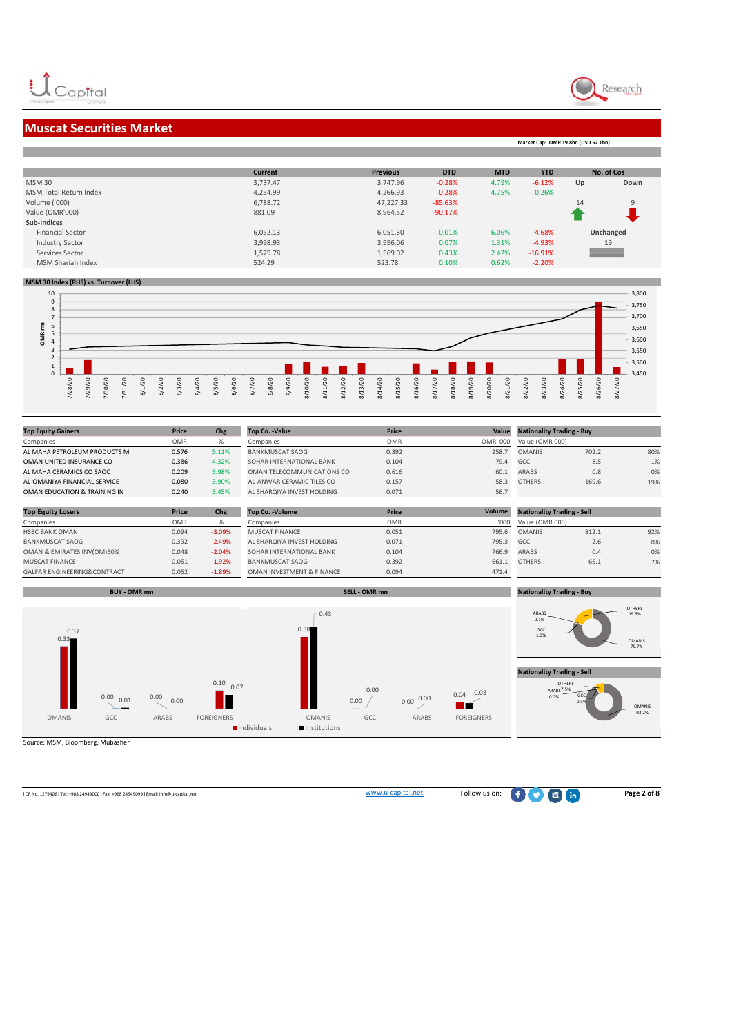## Muscat Securities Market

**Market Cap: OMR 19.8bn (USD 52.1bn)**

| | Current | Previous | DTD | MTD | YTD | No. of Cos | |
|---|---|---|---|---|---|---|---|
| MSM 30 | 3,737.47 | 3,747.96 | -0.28% | 4.75% | -6.12% | Up | Down |
| MSM Total Return Index | 4,254.99 | 4,266.93 | -0.28% | 4.75% | 0.26% | | |
| Volume ('000) | 6,788.72 | 47,227.33 | -85.63% | | | 14 | 9 |
| Value (OMR'000) | 881.09 | 8,964.52 | -90.17% | | | | |
| **Sub-Indices** | | | | | | | |
| Financial Sector | 6,052.13 | 6,051.30 | 0.01% | 6.06% | -4.68% | Unchanged | |
| Industry Sector | 3,998.93 | 3,996.06 | 0.07% | 1.31% | -4.93% | 19 | |
| Services Sector | 1,575.78 | 1,569.02 | 0.43% | 2.42% | -16.91% | | |
| MSM Shariah Index | 524.29 | 523.78 | 0.10% | 0.62% | -2.20% | | |

**MSM 30 Index (RHS) vs. Turnover (LHS)**

| Top Equity Gainers | Price | Chg |
|---|---|---|
| Companies | OMR | % |
| AL MAHA PETROLEUM PRODUCTS M | 0.576 | 5.11% |
| OMAN UNITED INSURANCE CO | 0.386 | 4.32% |
| AL MAHA CERAMICS CO SAOC | 0.209 | 3.98% |
| AL-OMANIYA FINANCIAL SERVICE | 0.080 | 3.90% |
| OMAN EDUCATION & TRAINING IN | 0.240 | 3.45% |

| Top Co. -Value | Price | Value |
|---|---|---|
| Companies | OMR | OMR' 000 |
| BANKMUSCAT SAOG | 0.392 | 258.7 |
| SOHAR INTERNATIONAL BANK | 0.104 | 79.4 |
| OMAN TELECOMMUNICATIONS CO | 0.616 | 60.1 |
| AL-ANWAR CERAMIC TILES CO | 0.157 | 58.3 |
| AL SHARQIYA INVEST HOLDING | 0.071 | 56.7 |

| Nationality Trading - Buy | | |
|---|---|---|
| Value (OMR 000) | | |
| OMANIS | 702.2 | 80% |
| GCC | 8.5 | 1% |
| ARABS | 0.8 | 0% |
| OTHERS | 169.6 | 19% |

| Top Equity Losers | Price | Chg |
|---|---|---|
| Companies | OMR | % |
| HSBC BANK OMAN | 0.094 | -3.09% |
| BANKMUSCAT SAOG | 0.392 | -2.49% |
| OMAN & EMIRATES INV(OM)50% | 0.048 | -2.04% |
| MUSCAT FINANCE | 0.051 | -1.92% |
| GALFAR ENGINEERING&CONTRACT | 0.052 | -1.89% |

| Top Co. -Volume | Price | Volume |
|---|---|---|
| Companies | OMR | '000 |
| MUSCAT FINANCE | 0.051 | 795.6 |
| AL SHARQIYA INVEST HOLDING | 0.071 | 795.3 |
| SOHAR INTERNATIONAL BANK | 0.104 | 766.9 |
| BANKMUSCAT SAOG | 0.392 | 661.1 |
| OMAN INVESTMENT & FINANCE | 0.094 | 471.4 |

| Nationality Trading - Sell | | |
|---|---|---|
| Value (OMR 000) | | |
| OMANIS | 812.1 | 92% |
| GCC | 2.6 | 0% |
| ARABS | 0.4 | 0% |
| OTHERS | 66.1 | 7% |

**BUY - OMR mn**

| | OMANIS | GCC | ARABS | FOREIGNERS |
|---|---|---|---|---|
| Individuals | 0.33 | 0.00 | 0.00 | 0.10 |
| Institutions | 0.37 | 0.01 | 0.00 | 0.07 |

**SELL - OMR mn**

| | OMANIS | GCC | ARABS | FOREIGNERS |
|---|---|---|---|---|
| Individuals | 0.38 | 0.00 | 0.00 | 0.04 |
| Institutions | 0.43 | 0.00 | 0.00 | 0.03 |

**Nationality Trading - Buy**: OTHERS 19.3%, ARABS 0.1%, GCC 1.0%, OMANIS 79.7%

**Nationality Trading - Sell**: OTHERS 7.5%, ARABS 0.0%, GCC 0.3%, OMANIS 92.2%

Source: MSM, Bloomberg, Mubasher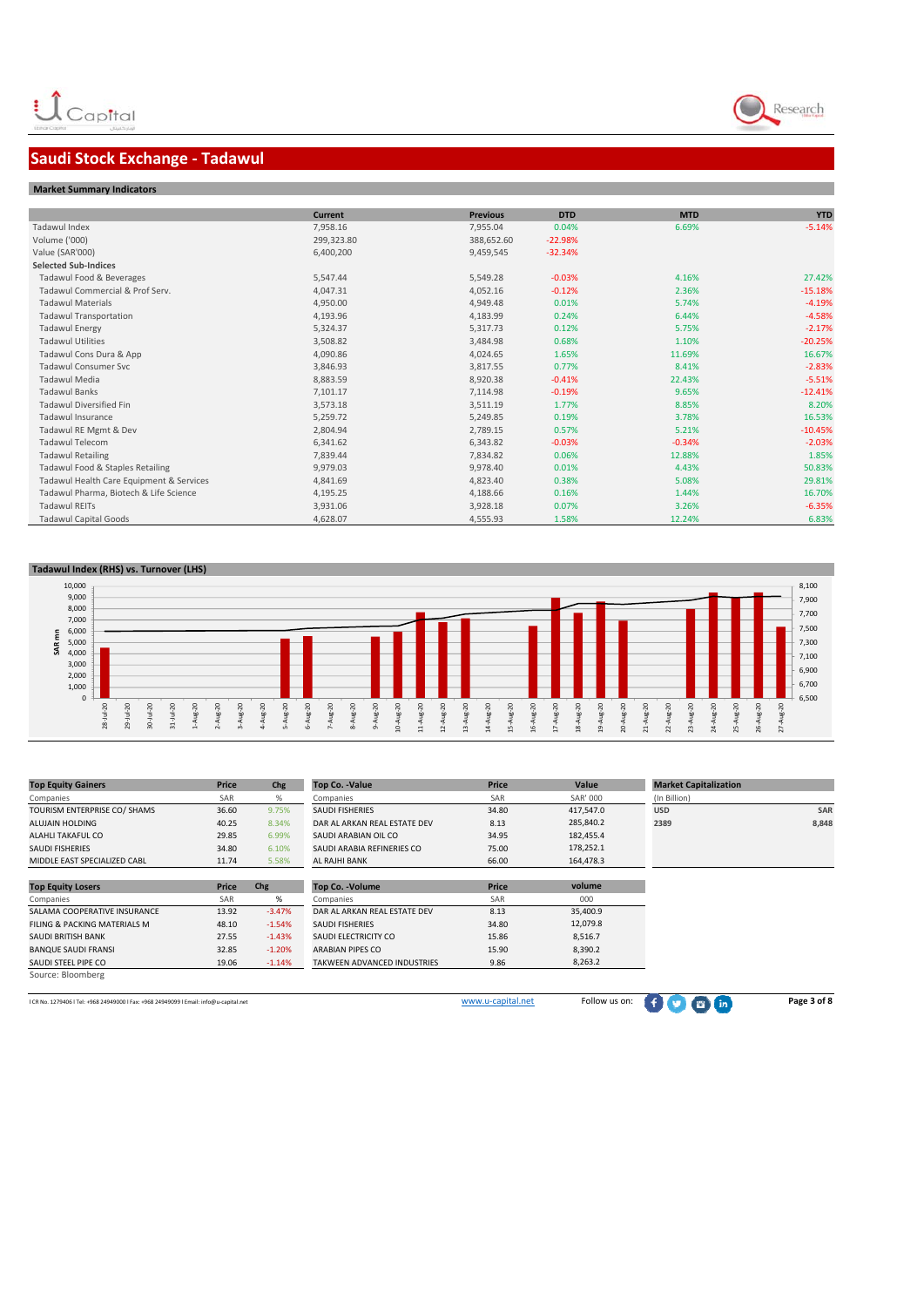## Saudi Stock Exchange - Tadawul

### Market Summary Indicators

| | Current | Previous | DTD | MTD | YTD |
|---|---|---|---|---|---|
| Tadawul Index | 7,958.16 | 7,955.04 | 0.04% | 6.69% | -5.14% |
| Volume ('000) | 299,323.80 | 388,652.60 | -22.98% | | |
| Value (SAR'000) | 6,400,200 | 9,459,545 | -32.34% | | |
| **Selected Sub-Indices** | | | | | |
| Tadawul Food & Beverages | 5,547.44 | 5,549.28 | -0.03% | 4.16% | 27.42% |
| Tadawul Commercial & Prof Serv. | 4,047.31 | 4,052.16 | -0.12% | 2.36% | -15.18% |
| Tadawul Materials | 4,950.00 | 4,949.48 | 0.01% | 5.74% | -4.19% |
| Tadawul Transportation | 4,193.96 | 4,183.99 | 0.24% | 6.44% | -4.58% |
| Tadawul Energy | 5,324.37 | 5,317.73 | 0.12% | 5.75% | -2.17% |
| Tadawul Utilities | 3,508.82 | 3,484.98 | 0.68% | 1.10% | -20.25% |
| Tadawul Cons Dura & App | 4,090.86 | 4,024.65 | 1.65% | 11.69% | 16.67% |
| Tadawul Consumer Svc | 3,846.93 | 3,817.55 | 0.77% | 8.41% | -2.83% |
| Tadawul Media | 8,883.59 | 8,920.38 | -0.41% | 22.43% | -5.51% |
| Tadawul Banks | 7,101.17 | 7,114.98 | -0.19% | 9.65% | -12.41% |
| Tadawul Diversified Fin | 3,573.18 | 3,511.19 | 1.77% | 8.85% | 8.20% |
| Tadawul Insurance | 5,259.72 | 5,249.85 | 0.19% | 3.78% | 16.53% |
| Tadawul RE Mgmt & Dev | 2,804.94 | 2,789.15 | 0.57% | 5.21% | -10.45% |
| Tadawul Telecom | 6,341.62 | 6,343.82 | -0.03% | -0.34% | -2.03% |
| Tadawul Retailing | 7,839.44 | 7,834.82 | 0.06% | 12.88% | 1.85% |
| Tadawul Food & Staples Retailing | 9,979.03 | 9,978.40 | 0.01% | 4.43% | 50.83% |
| Tadawul Health Care Equipment & Services | 4,841.69 | 4,823.40 | 0.38% | 5.08% | 29.81% |
| Tadawul Pharma, Biotech & Life Science | 4,195.25 | 4,188.66 | 0.16% | 1.44% | 16.70% |
| Tadawul REITs | 3,931.06 | 3,928.18 | 0.07% | 3.26% | -6.35% |
| Tadawul Capital Goods | 4,628.07 | 4,555.93 | 1.58% | 12.24% | 6.83% |

### Tadawul Index (RHS) vs. Turnover (LHS)

| Top Equity Gainers | Price | Chg |
|---|---|---|
| Companies | SAR | % |
| TOURISM ENTERPRISE CO/ SHAMS | 36.60 | 9.75% |
| ALUJAIN HOLDING | 40.25 | 8.34% |
| ALAHLI TAKAFUL CO | 29.85 | 6.99% |
| SAUDI FISHERIES | 34.80 | 6.10% |
| MIDDLE EAST SPECIALIZED CABL | 11.74 | 5.58% |

| Top Co. -Value | Price | Value |
|---|---|---|
| Companies | SAR | SAR' 000 |
| SAUDI FISHERIES | 34.80 | 417,547.0 |
| DAR AL ARKAN REAL ESTATE DEV | 8.13 | 285,840.2 |
| SAUDI ARABIAN OIL CO | 34.95 | 182,455.4 |
| SAUDI ARABIA REFINERIES CO | 75.00 | 178,252.1 |
| AL RAJHI BANK | 66.00 | 164,478.3 |

| Market Capitalization | |
|---|---|
| (In Billion) | |
| USD | SAR |
| 2389 | 8,848 |

| Top Equity Losers | Price | Chg |
|---|---|---|
| Companies | SAR | % |
| SALAMA COOPERATIVE INSURANCE | 13.92 | -3.47% |
| FILING & PACKING MATERIALS M | 48.10 | -1.54% |
| SAUDI BRITISH BANK | 27.55 | -1.43% |
| BANQUE SAUDI FRANSI | 32.85 | -1.20% |
| SAUDI STEEL PIPE CO | 19.06 | -1.14% |

| Top Co. -Volume | Price | volume |
|---|---|---|
| Companies | SAR | 000 |
| DAR AL ARKAN REAL ESTATE DEV | 8.13 | 35,400.9 |
| SAUDI FISHERIES | 34.80 | 12,079.8 |
| SAUDI ELECTRICITY CO | 15.86 | 8,516.7 |
| ARABIAN PIPES CO | 15.90 | 8,390.2 |
| TAKWEEN ADVANCED INDUSTRIES | 9.86 | 8,263.2 |

Source: Bloomberg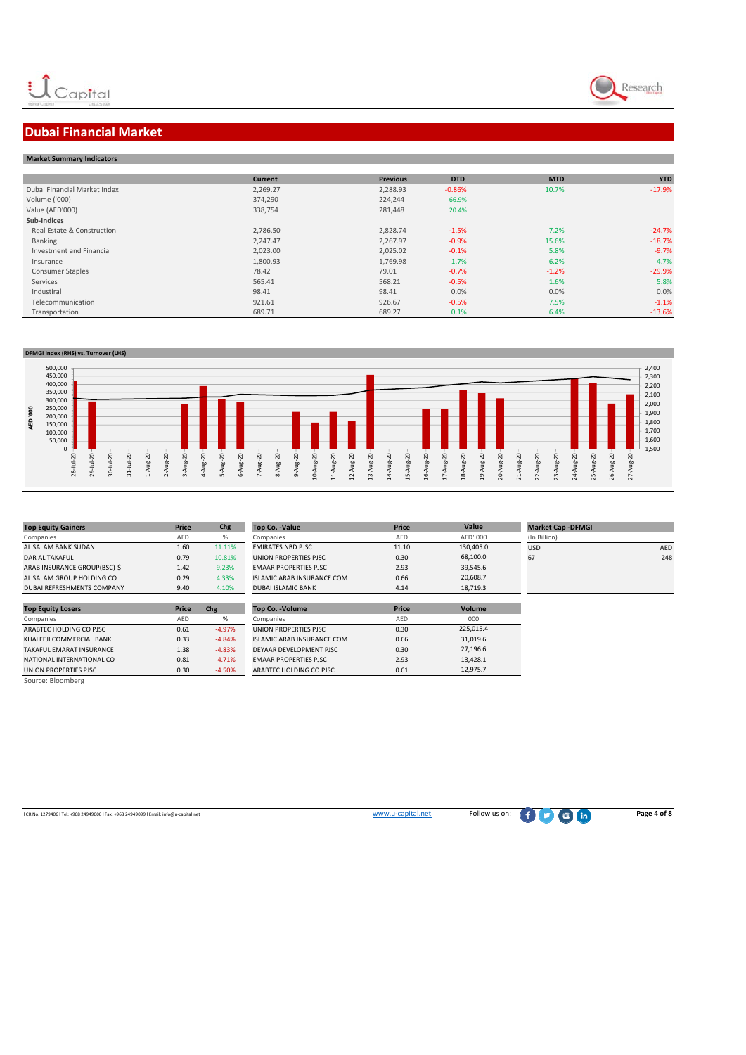# Dubai Financial Market

## Market Summary Indicators

| | Current | Previous | DTD | MTD | YTD |
|---|---|---|---|---|---|
| Dubai Financial Market Index | 2,269.27 | 2,288.93 | -0.86% | 10.7% | -17.9% |
| Volume ('000) | 374,290 | 224,244 | 66.9% | | |
| Value (AED'000) | 338,754 | 281,448 | 20.4% | | |
| **Sub-Indices** | | | | | |
| Real Estate & Construction | 2,786.50 | 2,828.74 | -1.5% | 7.2% | -24.7% |
| Banking | 2,247.47 | 2,267.97 | -0.9% | 15.6% | -18.7% |
| Investment and Financial | 2,023.00 | 2,025.02 | -0.1% | 5.8% | -9.7% |
| Insurance | 1,800.93 | 1,769.98 | 1.7% | 6.2% | 4.7% |
| Consumer Staples | 78.42 | 79.01 | -0.7% | -1.2% | -29.9% |
| Services | 565.41 | 568.21 | -0.5% | 1.6% | 5.8% |
| Industrial | 98.41 | 98.41 | 0.0% | 0.0% | 0.0% |
| Telecommunication | 921.61 | 926.67 | -0.5% | 7.5% | -1.1% |
| Transportation | 689.71 | 689.27 | 0.1% | 6.4% | -13.6% |

## DFMGI Index (RHS) vs. Turnover (LHS)

| Top Equity Gainers | Price | Chg |
|---|---|---|
| Companies | AED | % |
| AL SALAM BANK SUDAN | 1.60 | 11.11% |
| DAR AL TAKAFUL | 0.79 | 10.81% |
| ARAB INSURANCE GROUP(BSC)-$ | 1.42 | 9.23% |
| AL SALAM GROUP HOLDING CO | 0.29 | 4.33% |
| DUBAI REFRESHMENTS COMPANY | 9.40 | 4.10% |

| Top Co. -Value | Price | Value |
|---|---|---|
| Companies | AED | AED' 000 |
| EMIRATES NBD PJSC | 11.10 | 130,405.0 |
| UNION PROPERTIES PJSC | 0.30 | 68,100.0 |
| EMAAR PROPERTIES PJSC | 2.93 | 39,545.6 |
| ISLAMIC ARAB INSURANCE COM | 0.66 | 20,608.7 |
| DUBAI ISLAMIC BANK | 4.14 | 18,719.3 |

| Market Cap -DFMGI | |
|---|---|
| (In Billion) | |
| USD | AED |
| 67 | 248 |

| Top Equity Losers | Price | Chg |
|---|---|---|
| Companies | AED | % |
| ARABTEC HOLDING CO PJSC | 0.61 | -4.97% |
| KHALEEJI COMMERCIAL BANK | 0.33 | -4.84% |
| TAKAFUL EMARAT INSURANCE | 1.38 | -4.83% |
| NATIONAL INTERNATIONAL CO | 0.81 | -4.71% |
| UNION PROPERTIES PJSC | 0.30 | -4.50% |

| Top Co. -Volume | Price | Volume |
|---|---|---|
| Companies | AED | 000 |
| UNION PROPERTIES PJSC | 0.30 | 225,015.4 |
| ISLAMIC ARAB INSURANCE COM | 0.66 | 31,019.6 |
| DEYAAR DEVELOPMENT PJSC | 0.30 | 27,196.6 |
| EMAAR PROPERTIES PJSC | 2.93 | 13,428.1 |
| ARABTEC HOLDING CO PJSC | 0.61 | 12,975.7 |

Source: Bloomberg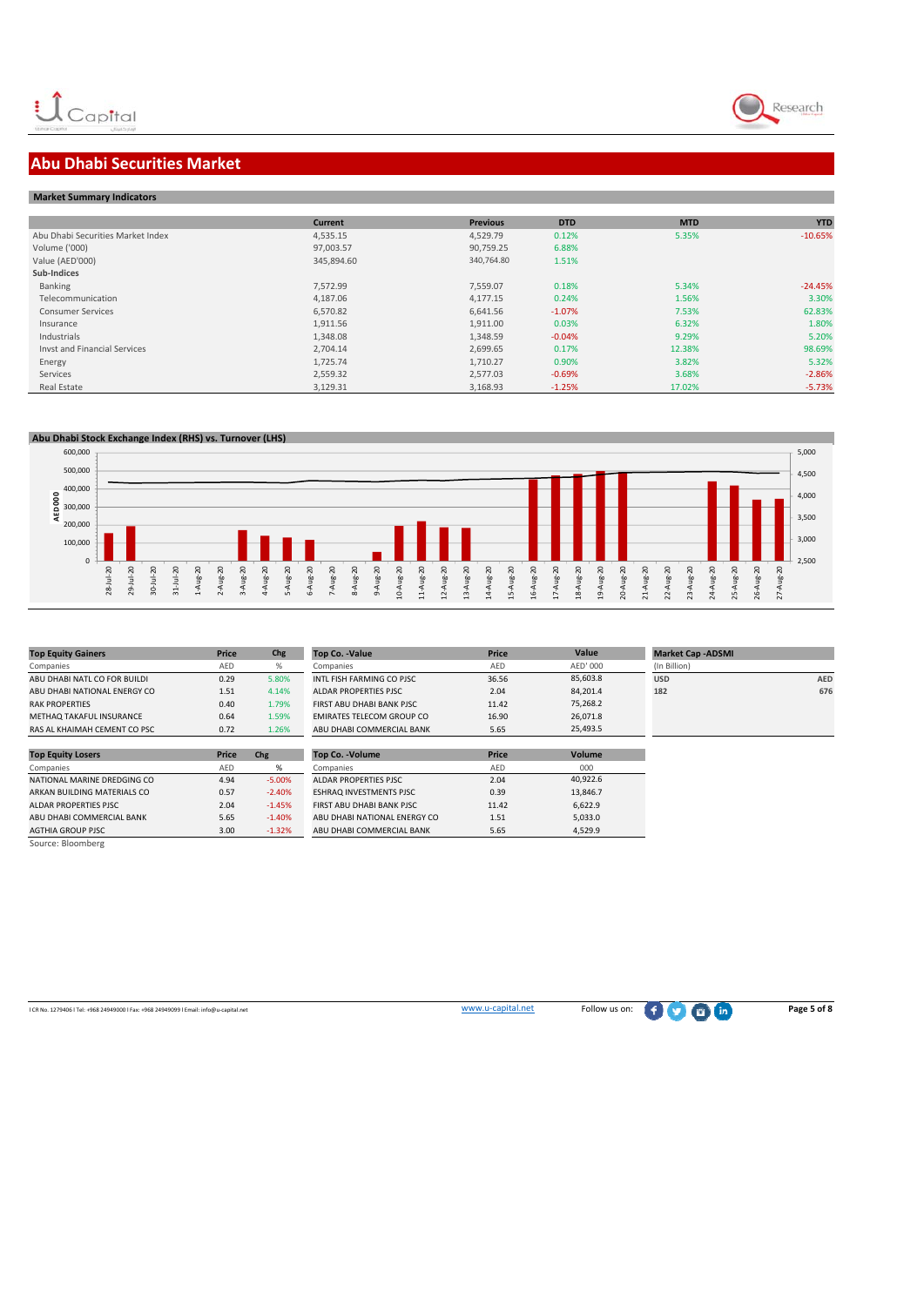# Abu Dhabi Securities Market

## Market Summary Indicators

| | Current | Previous | DTD | MTD | YTD |
|---|---|---|---|---|---|
| Abu Dhabi Securities Market Index | 4,535.15 | 4,529.79 | 0.12% | 5.35% | -10.65% |
| Volume ('000) | 97,003.57 | 90,759.25 | 6.88% | | |
| Value (AED'000) | 345,894.60 | 340,764.80 | 1.51% | | |
| **Sub-Indices** | | | | | |
| Banking | 7,572.99 | 7,559.07 | 0.18% | 5.34% | -24.45% |
| Telecommunication | 4,187.06 | 4,177.15 | 0.24% | 1.56% | 3.30% |
| Consumer Services | 6,570.82 | 6,641.56 | -1.07% | 7.53% | 62.83% |
| Insurance | 1,911.56 | 1,911.00 | 0.03% | 6.32% | 1.80% |
| Industrials | 1,348.08 | 1,348.59 | -0.04% | 9.29% | 5.20% |
| Invst and Financial Services | 2,704.14 | 2,699.65 | 0.17% | 12.38% | 98.69% |
| Energy | 1,725.74 | 1,710.27 | 0.90% | 3.82% | 5.32% |
| Services | 2,559.32 | 2,577.03 | -0.69% | 3.68% | -2.86% |
| Real Estate | 3,129.31 | 3,168.93 | -1.25% | 17.02% | -5.73% |

## Abu Dhabi Stock Exchange Index (RHS) vs. Turnover (LHS)

| Top Equity Gainers | Price | Chg |
|---|---|---|
| Companies | AED | % |
| ABU DHABI NATL CO FOR BUILDI | 0.29 | 5.80% |
| ABU DHABI NATIONAL ENERGY CO | 1.51 | 4.14% |
| RAK PROPERTIES | 0.40 | 1.79% |
| METHAQ TAKAFUL INSURANCE | 0.64 | 1.59% |
| RAS AL KHAIMAH CEMENT CO PSC | 0.72 | 1.26% |

| Top Co. -Value | Price | Value |
|---|---|---|
| Companies | AED | AED' 000 |
| INTL FISH FARMING CO PJSC | 36.56 | 85,603.8 |
| ALDAR PROPERTIES PJSC | 2.04 | 84,201.4 |
| FIRST ABU DHABI BANK PJSC | 11.42 | 75,268.2 |
| EMIRATES TELECOM GROUP CO | 16.90 | 26,071.8 |
| ABU DHABI COMMERCIAL BANK | 5.65 | 25,493.5 |

| Market Cap -ADSMI | |
|---|---|
| (In Billion) | |
| USD | AED |
| 182 | 676 |

| Top Equity Losers | Price | Chg |
|---|---|---|
| Companies | AED | % |
| NATIONAL MARINE DREDGING CO | 4.94 | -5.00% |
| ARKAN BUILDING MATERIALS CO | 0.57 | -2.40% |
| ALDAR PROPERTIES PJSC | 2.04 | -1.45% |
| ABU DHABI COMMERCIAL BANK | 5.65 | -1.40% |
| AGTHIA GROUP PJSC | 3.00 | -1.32% |

| Top Co. -Volume | Price | Volume |
|---|---|---|
| Companies | AED | 000 |
| ALDAR PROPERTIES PJSC | 2.04 | 40,922.6 |
| ESHRAQ INVESTMENTS PJSC | 0.39 | 13,846.7 |
| FIRST ABU DHABI BANK PJSC | 11.42 | 6,622.9 |
| ABU DHABI NATIONAL ENERGY CO | 1.51 | 5,033.0 |
| ABU DHABI COMMERCIAL BANK | 5.65 | 4,529.9 |

Source: Bloomberg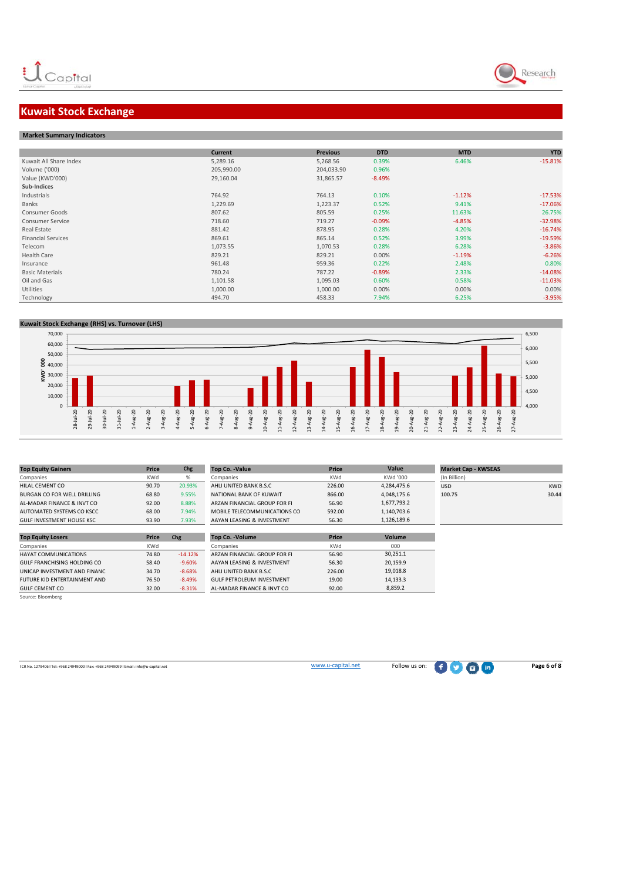# Kuwait Stock Exchange

## Market Summary Indicators

| | Current | Previous | DTD | MTD | YTD |
|---|---|---|---|---|---|
| Kuwait All Share Index | 5,289.16 | 5,268.56 | 0.39% | 6.46% | -15.81% |
| Volume ('000) | 205,990.00 | 204,033.90 | 0.96% | | |
| Value (KWD'000) | 29,160.04 | 31,865.57 | -8.49% | | |
| **Sub-Indices** | | | | | |
| Industrials | 764.92 | 764.13 | 0.10% | -1.12% | -17.53% |
| Banks | 1,229.69 | 1,223.37 | 0.52% | 9.41% | -17.06% |
| Consumer Goods | 807.62 | 805.59 | 0.25% | 11.63% | 26.75% |
| Consumer Service | 718.60 | 719.27 | -0.09% | -4.85% | -32.98% |
| Real Estate | 881.42 | 878.95 | 0.28% | 4.20% | -16.74% |
| Financial Services | 869.61 | 865.14 | 0.52% | 3.99% | -19.59% |
| Telecom | 1,073.55 | 1,070.53 | 0.28% | 6.28% | -3.86% |
| Health Care | 829.21 | 829.21 | 0.00% | -1.19% | -6.26% |
| Insurance | 961.48 | 959.36 | 0.22% | 2.48% | 0.80% |
| Basic Materials | 780.24 | 787.22 | -0.89% | 2.33% | -14.08% |
| Oil and Gas | 1,101.58 | 1,095.03 | 0.60% | 0.58% | -11.03% |
| Utilities | 1,000.00 | 1,000.00 | 0.00% | 0.00% | 0.00% |
| Technology | 494.70 | 458.33 | 7.94% | 6.25% | -3.95% |

## Kuwait Stock Exchange (RHS) vs. Turnover (LHS)

| Top Equity Gainers | Price | Chg |
|---|---|---|
| Companies | KWd | % |
| HILAL CEMENT CO | 90.70 | 20.93% |
| BURGAN CO FOR WELL DRILLING | 68.80 | 9.55% |
| AL-MADAR FINANCE & INVT CO | 92.00 | 8.88% |
| AUTOMATED SYSTEMS CO KSCC | 68.00 | 7.94% |
| GULF INVESTMENT HOUSE KSC | 93.90 | 7.93% |

| Top Co. -Value | Price | Value |
|---|---|---|
| Companies | KWd | KWd '000 |
| AHLI UNITED BANK B.S.C | 226.00 | 4,284,475.6 |
| NATIONAL BANK OF KUWAIT | 866.00 | 4,048,175.6 |
| ARZAN FINANCIAL GROUP FOR FI | 56.90 | 1,677,793.2 |
| MOBILE TELECOMMUNICATIONS CO | 592.00 | 1,140,703.6 |
| AAYAN LEASING & INVESTMENT | 56.30 | 1,126,189.6 |

| Market Cap - KWSEAS | |
|---|---|
| (In Billion) | |
| USD | KWD |
| 100.75 | 30.44 |

| Top Equity Losers | Price | Chg |
|---|---|---|
| Companies | KWd | |
| HAYAT COMMUNICATIONS | 74.80 | -14.12% |
| GULF FRANCHISING HOLDING CO | 58.40 | -9.60% |
| UNICAP INVESTMENT AND FINANC | 34.70 | -8.68% |
| FUTURE KID ENTERTAINMENT AND | 76.50 | -8.49% |
| GULF CEMENT CO | 32.00 | -8.31% |

| Top Co. -Volume | Price | Volume |
|---|---|---|
| Companies | KWd | 000 |
| ARZAN FINANCIAL GROUP FOR FI | 56.90 | 30,251.1 |
| AAYAN LEASING & INVESTMENT | 56.30 | 20,159.9 |
| AHLI UNITED BANK B.S.C | 226.00 | 19,018.8 |
| GULF PETROLEUM INVESTMENT | 19.00 | 14,133.3 |
| AL-MADAR FINANCE & INVT CO | 92.00 | 8,859.2 |

Source: Bloomberg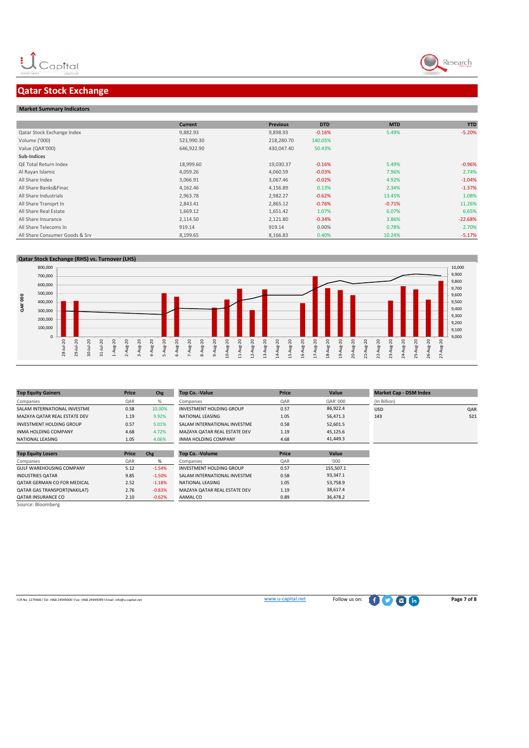# Qatar Stock Exchange

## Market Summary Indicators

| | Current | Previous | DTD | MTD | YTD |
|---|---|---|---|---|---|
| Qatar Stock Exchange Index | 9,882.93 | 9,898.93 | -0.16% | 5.49% | -5.20% |
| Volume ('000) | 523,990.30 | 218,280.70 | 140.05% | | |
| Value (QAR'000) | 646,922.90 | 430,047.40 | 50.43% | | |
| **Sub-Indices** | | | | | |
| QE Total Return Index | 18,999.60 | 19,030.37 | -0.16% | 5.49% | -0.96% |
| Al Rayan Islamic | 4,059.26 | 4,060.59 | -0.03% | 7.96% | 2.74% |
| All Share Index | 3,066.91 | 3,067.46 | -0.02% | 4.92% | -1.04% |
| All Share Banks&Finac | 4,162.46 | 4,156.89 | 0.13% | 2.34% | -1.37% |
| All Share Industrials | 2,963.78 | 2,982.27 | -0.62% | 13.45% | 1.08% |
| All Share Transprt In | 2,843.41 | 2,865.12 | -0.76% | -0.71% | 11.26% |
| All Share Real Estate | 1,669.12 | 1,651.42 | 1.07% | 6.07% | 6.65% |
| All Share Insurance | 2,114.50 | 2,121.80 | -0.34% | 3.86% | -22.68% |
| All Share Telecoms In | 919.14 | 919.14 | 0.00% | 0.78% | 2.70% |
| All Share Consumer Goods & Srv | 8,199.65 | 8,166.83 | 0.40% | 10.24% | -5.17% |

## Qatar Stock Exchange (RHS) vs. Turnover (LHS)

| Top Equity Gainers | Price | Chg |
|---|---|---|
| Companies | QAR | % |
| SALAM INTERNATIONAL INVESTME | 0.58 | 10.00% |
| MAZAYA QATAR REAL ESTATE DEV | 1.19 | 9.92% |
| INVESTMENT HOLDING GROUP | 0.57 | 5.01% |
| INMA HOLDING COMPANY | 4.68 | 4.72% |
| NATIONAL LEASING | 1.05 | 4.06% |

| Top Co. -Value | Price | Value |
|---|---|---|
| Companies | QAR | QAR' 000 |
| INVESTMENT HOLDING GROUP | 0.57 | 86,922.4 |
| NATIONAL LEASING | 1.05 | 56,471.3 |
| SALAM INTERNATIONAL INVESTME | 0.58 | 52,601.5 |
| MAZAYA QATAR REAL ESTATE DEV | 1.19 | 45,125.6 |
| INMA HOLDING COMPANY | 4.68 | 41,449.3 |

| Market Cap - DSM Index | |
|---|---|
| (In Billion) | |
| USD | QAR |
| 143 | 521 |

| Top Equity Losers | Price | Chg |
|---|---|---|
| Companies | QAR | % |
| GULF WAREHOUSING COMPANY | 5.12 | -1.54% |
| INDUSTRIES QATAR | 9.85 | -1.50% |
| QATAR GERMAN CO FOR MEDICAL | 2.52 | -1.18% |
| QATAR GAS TRANSPORT(NAKILAT) | 2.76 | -0.83% |
| QATAR INSURANCE CO | 2.10 | -0.62% |

| Top Co. -Volume | Price | Value |
|---|---|---|
| Companies | QAR | '000 |
| INVESTMENT HOLDING GROUP | 0.57 | 155,507.1 |
| SALAM INTERNATIONAL INVESTME | 0.58 | 93,347.1 |
| NATIONAL LEASING | 1.05 | 53,758.9 |
| MAZAYA QATAR REAL ESTATE DEV | 1.19 | 38,617.4 |
| AAMAL CO | 0.89 | 36,478.2 |

Source: Bloomberg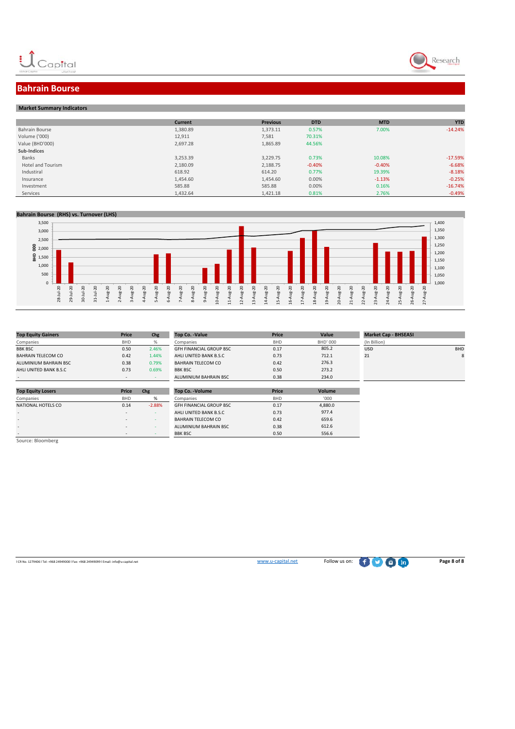# Bahrain Bourse

## Market Summary Indicators

| | Current | Previous | DTD | MTD | YTD |
|---|---|---|---|---|---|
| Bahrain Bourse | 1,380.89 | 1,373.11 | 0.57% | 7.00% | -14.24% |
| Volume ('000) | 12,911 | 7,581 | 70.31% | | |
| Value (BHD'000) | 2,697.28 | 1,865.89 | 44.56% | | |
| **Sub-Indices** | | | | | |
| Banks | 3,253.39 | 3,229.75 | 0.73% | 10.08% | -17.59% |
| Hotel and Tourism | 2,180.09 | 2,188.75 | -0.40% | -0.40% | -6.68% |
| Industrial | 618.92 | 614.20 | 0.77% | 19.39% | -8.18% |
| Insurance | 1,454.60 | 1,454.60 | 0.00% | -1.13% | -0.25% |
| Investment | 585.88 | 585.88 | 0.00% | 0.16% | -16.74% |
| Services | 1,432.64 | 1,421.18 | 0.81% | 2.76% | -0.49% |

## Bahrain Bourse (RHS) vs. Turnover (LHS)

| Top Equity Gainers | Price | Chg |
|---|---|---|
| Companies | BHD | % |
| BBK BSC | 0.50 | 2.46% |
| BAHRAIN TELECOM CO | 0.42 | 1.44% |
| ALUMINIUM BAHRAIN BSC | 0.38 | 0.79% |
| AHLI UNITED BANK B.S.C | 0.73 | 0.69% |
| - | - | - |

| Top Co. -Value | Price | Value |
|---|---|---|
| Companies | BHD | BHD' 000 |
| GFH FINANCIAL GROUP BSC | 0.17 | 805.2 |
| AHLI UNITED BANK B.S.C | 0.73 | 712.1 |
| BAHRAIN TELECOM CO | 0.42 | 276.3 |
| BBK BSC | 0.50 | 273.2 |
| ALUMINIUM BAHRAIN BSC | 0.38 | 234.0 |

| Market Cap - BHSEASI | |
|---|---|
| (In Billion) | |
| USD | BHD |
| 21 | 8 |

| Top Equity Losers | Price | Chg |
|---|---|---|
| Companies | BHD | % |
| NATIONAL HOTELS CO | 0.14 | -2.88% |
| - | - | - |
| - | - | - |
| - | - | - |
| - | - | - |

| Top Co. -Volume | Price | Volume |
|---|---|---|
| Companies | BHD | '000 |
| GFH FINANCIAL GROUP BSC | 0.17 | 4,880.0 |
| AHLI UNITED BANK B.S.C | 0.73 | 977.4 |
| BAHRAIN TELECOM CO | 0.42 | 659.6 |
| ALUMINIUM BAHRAIN BSC | 0.38 | 612.6 |
| BBK BSC | 0.50 | 556.6 |

Source: Bloomberg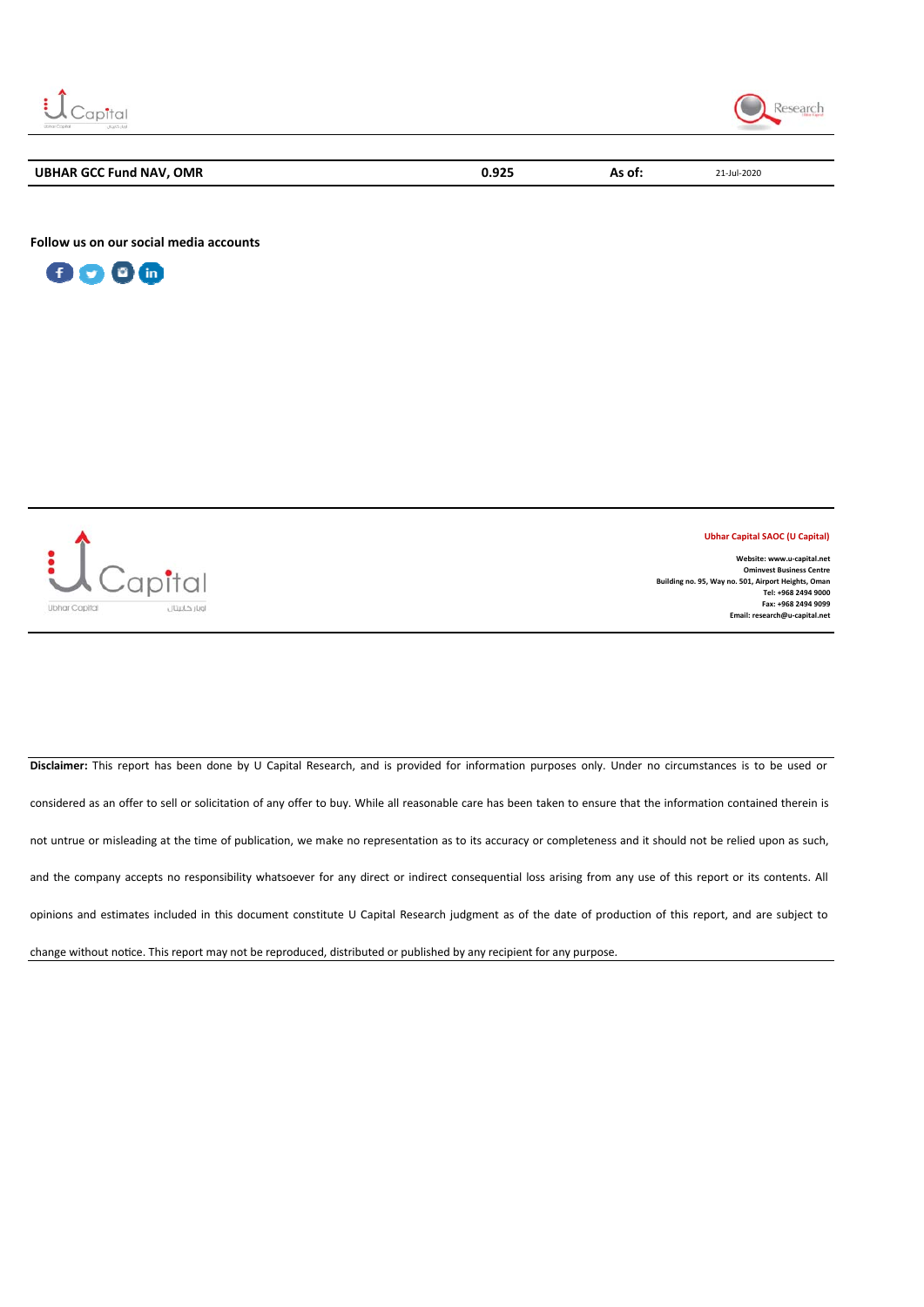| UBHAR GCC Fund NAV, OMR | 0.925 | As of: | 21-Jul-2020 |
|---|---|---|---|

**Follow us on our social media accounts**

**Ubhar Capital SAOC (U Capital)**

**Website: www.u-capital.net**
**Ominvest Business Centre**
**Building no. 95, Way no. 501, Airport Heights, Oman**
**Tel: +968 2494 9000**
**Fax: +968 2494 9099**
**Email: research@u-capital.net**

**Disclaimer:** This report has been done by U Capital Research, and is provided for information purposes only. Under no circumstances is to be used or considered as an offer to sell or solicitation of any offer to buy. While all reasonable care has been taken to ensure that the information contained therein is not untrue or misleading at the time of publication, we make no representation as to its accuracy or completeness and it should not be relied upon as such, and the company accepts no responsibility whatsoever for any direct or indirect consequential loss arising from any use of this report or its contents. All opinions and estimates included in this document constitute U Capital Research judgment as of the date of production of this report, and are subject to change without notice. This report may not be reproduced, distributed or published by any recipient for any purpose.